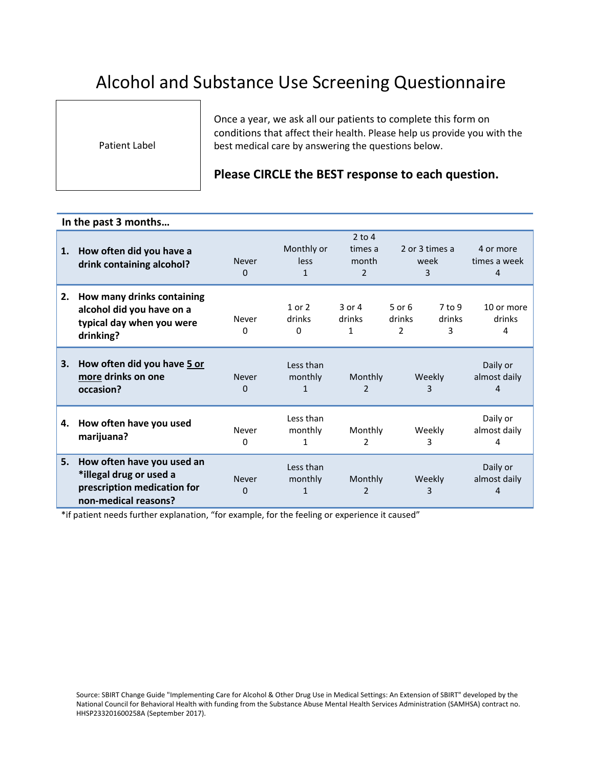# Alcohol and Substance Use Screening Questionnaire

Patient Label

Once a year, we ask all our patients to complete this form on conditions that affect their health. Please help us provide you with the best medical care by answering the questions below.

**Please CIRCLE the BEST response to each question.**

**In the past 3 months…**

| | Question | | | | | | |
|---|---|---|---|---|---|---|---|
| **1.** | **How often did you have a drink containing alcohol?** | Never 0 | Monthly or less 1 | 2 to 4 times a month 2 | 2 or 3 times a week 3 | | 4 or more times a week 4 |
| **2.** | **How many drinks containing alcohol did you have on a typical day when you were drinking?** | Never 0 | 1 or 2 drinks 0 | 3 or 4 drinks 1 | 5 or 6 drinks 2 | 7 to 9 drinks 3 | 10 or more drinks 4 |
| **3.** | **How often did you have <u>5 or more</u> drinks on one occasion?** | Never 0 | Less than monthly 1 | Monthly 2 | Weekly 3 | | Daily or almost daily 4 |
| **4.** | **How often have you used marijuana?** | Never 0 | Less than monthly 1 | Monthly 2 | Weekly 3 | | Daily or almost daily 4 |
| **5.** | **How often have you used an *illegal drug or used a prescription medication for non-medical reasons?** | Never 0 | Less than monthly 1 | Monthly 2 | Weekly 3 | | Daily or almost daily 4 |

*if patient needs further explanation, "for example, for the feeling or experience it caused"

Source: SBIRT Change Guide "Implementing Care for Alcohol & Other Drug Use in Medical Settings: An Extension of SBIRT" developed by the National Council for Behavioral Health with funding from the Substance Abuse Mental Health Services Administration (SAMHSA) contract no. HHSP233201600258A (September 2017).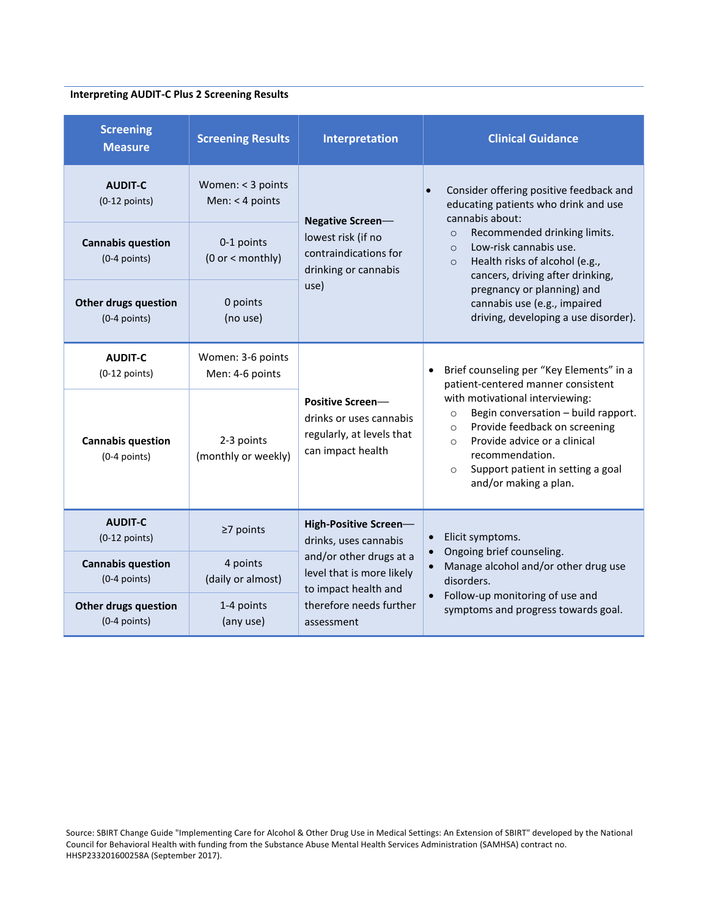**Interpreting AUDIT-C Plus 2 Screening Results**

| Screening Measure | Screening Results | Interpretation | Clinical Guidance |
|---|---|---|---|
| **AUDIT-C** (0-12 points) | Women: < 3 points<br>Men: < 4 points | **Negative Screen**—lowest risk (if no contraindications for drinking or cannabis use) | • Consider offering positive feedback and educating patients who drink and use cannabis about:<br>○ Recommended drinking limits.<br>○ Low-risk cannabis use.<br>○ Health risks of alcohol (e.g., cancers, driving after drinking, pregnancy or planning) and cannabis use (e.g., impaired driving, developing a use disorder). |
| **Cannabis question** (0-4 points) | 0-1 points<br>(0 or < monthly) | | |
| **Other drugs question** (0-4 points) | 0 points<br>(no use) | | |
| **AUDIT-C** (0-12 points) | Women: 3-6 points<br>Men: 4-6 points | **Positive Screen**—drinks or uses cannabis regularly, at levels that can impact health | • Brief counseling per "Key Elements" in a patient-centered manner consistent with motivational interviewing:<br>○ Begin conversation – build rapport.<br>○ Provide feedback on screening<br>○ Provide advice or a clinical recommendation.<br>○ Support patient in setting a goal and/or making a plan. |
| **Cannabis question** (0-4 points) | 2-3 points<br>(monthly or weekly) | | |
| **AUDIT-C** (0-12 points) | ≥7 points | **High-Positive Screen**—drinks, uses cannabis and/or other drugs at a level that is more likely to impact health and therefore needs further assessment | • Elicit symptoms.<br>• Ongoing brief counseling.<br>• Manage alcohol and/or other drug use disorders.<br>• Follow-up monitoring of use and symptoms and progress towards goal. |
| **Cannabis question** (0-4 points) | 4 points<br>(daily or almost) | | |
| **Other drugs question** (0-4 points) | 1-4 points<br>(any use) | | |

Source: SBIRT Change Guide "Implementing Care for Alcohol & Other Drug Use in Medical Settings: An Extension of SBIRT" developed by the National Council for Behavioral Health with funding from the Substance Abuse Mental Health Services Administration (SAMHSA) contract no. HHSP233201600258A (September 2017).